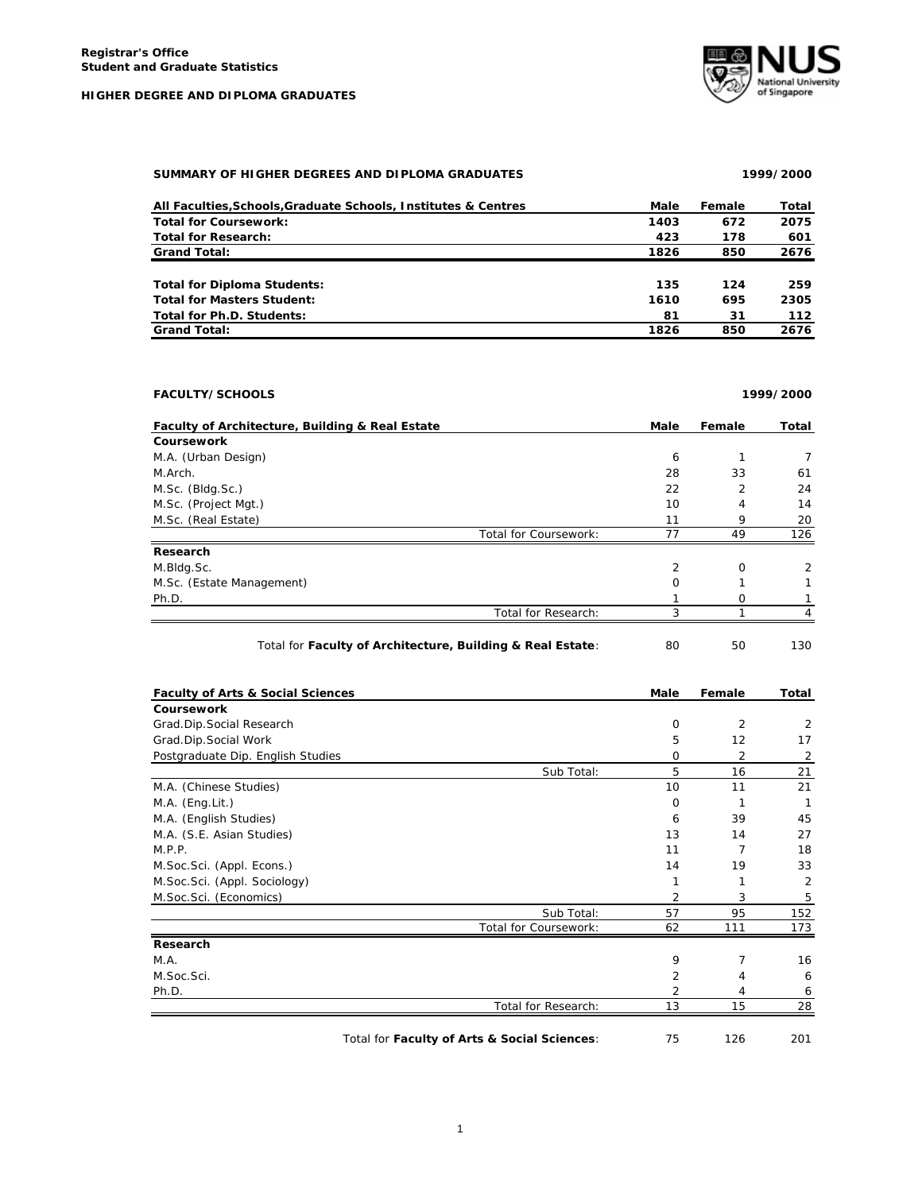**Registrar's Office**
**Student and Graduate Statistics**

**HIGHER DEGREE AND DIPLOMA GRADUATES**

## SUMMARY OF HIGHER DEGREES AND DIPLOMA GRADUATES — 1999/2000

| All Faculties,Schools,Graduate Schools, Institutes & Centres | Male | Female | Total |
|---|---|---|---|
| **Total for Coursework:** | 1403 | 672 | 2075 |
| **Total for Research:** | 423 | 178 | 601 |
| **Grand Total:** | 1826 | 850 | 2676 |
| | | | |
| **Total for Diploma Students:** | 135 | 124 | 259 |
| **Total for Masters Student:** | 1610 | 695 | 2305 |
| **Total for Ph.D. Students:** | 81 | 31 | 112 |
| **Grand Total:** | 1826 | 850 | 2676 |

## FACULTY/SCHOOLS — 1999/2000

| Faculty of Architecture, Building & Real Estate | Male | Female | Total |
|---|---|---|---|
| **Coursework** | | | |
| M.A. (Urban Design) | 6 | 1 | 7 |
| M.Arch. | 28 | 33 | 61 |
| M.Sc. (Bldg.Sc.) | 22 | 2 | 24 |
| M.Sc. (Project Mgt.) | 10 | 4 | 14 |
| M.Sc. (Real Estate) | 11 | 9 | 20 |
| Total for Coursework: | 77 | 49 | 126 |
| **Research** | | | |
| M.Bldg.Sc. | 2 | 0 | 2 |
| M.Sc. (Estate Management) | 0 | 1 | 1 |
| Ph.D. | 1 | 0 | 1 |
| Total for Research: | 3 | 1 | 4 |
| Total for **Faculty of Architecture, Building & Real Estate**: | 80 | 50 | 130 |

| Faculty of Arts & Social Sciences | Male | Female | Total |
|---|---|---|---|
| **Coursework** | | | |
| Grad.Dip.Social Research | 0 | 2 | 2 |
| Grad.Dip.Social Work | 5 | 12 | 17 |
| Postgraduate Dip. English Studies | 0 | 2 | 2 |
| Sub Total: | 5 | 16 | 21 |
| M.A. (Chinese Studies) | 10 | 11 | 21 |
| M.A. (Eng.Lit.) | 0 | 1 | 1 |
| M.A. (English Studies) | 6 | 39 | 45 |
| M.A. (S.E. Asian Studies) | 13 | 14 | 27 |
| M.P.P. | 11 | 7 | 18 |
| M.Soc.Sci. (Appl. Econs.) | 14 | 19 | 33 |
| M.Soc.Sci. (Appl. Sociology) | 1 | 1 | 2 |
| M.Soc.Sci. (Economics) | 2 | 3 | 5 |
| Sub Total: | 57 | 95 | 152 |
| Total for Coursework: | 62 | 111 | 173 |
| **Research** | | | |
| M.A. | 9 | 7 | 16 |
| M.Soc.Sci. | 2 | 4 | 6 |
| Ph.D. | 2 | 4 | 6 |
| Total for Research: | 13 | 15 | 28 |
| Total for **Faculty of Arts & Social Sciences**: | 75 | 126 | 201 |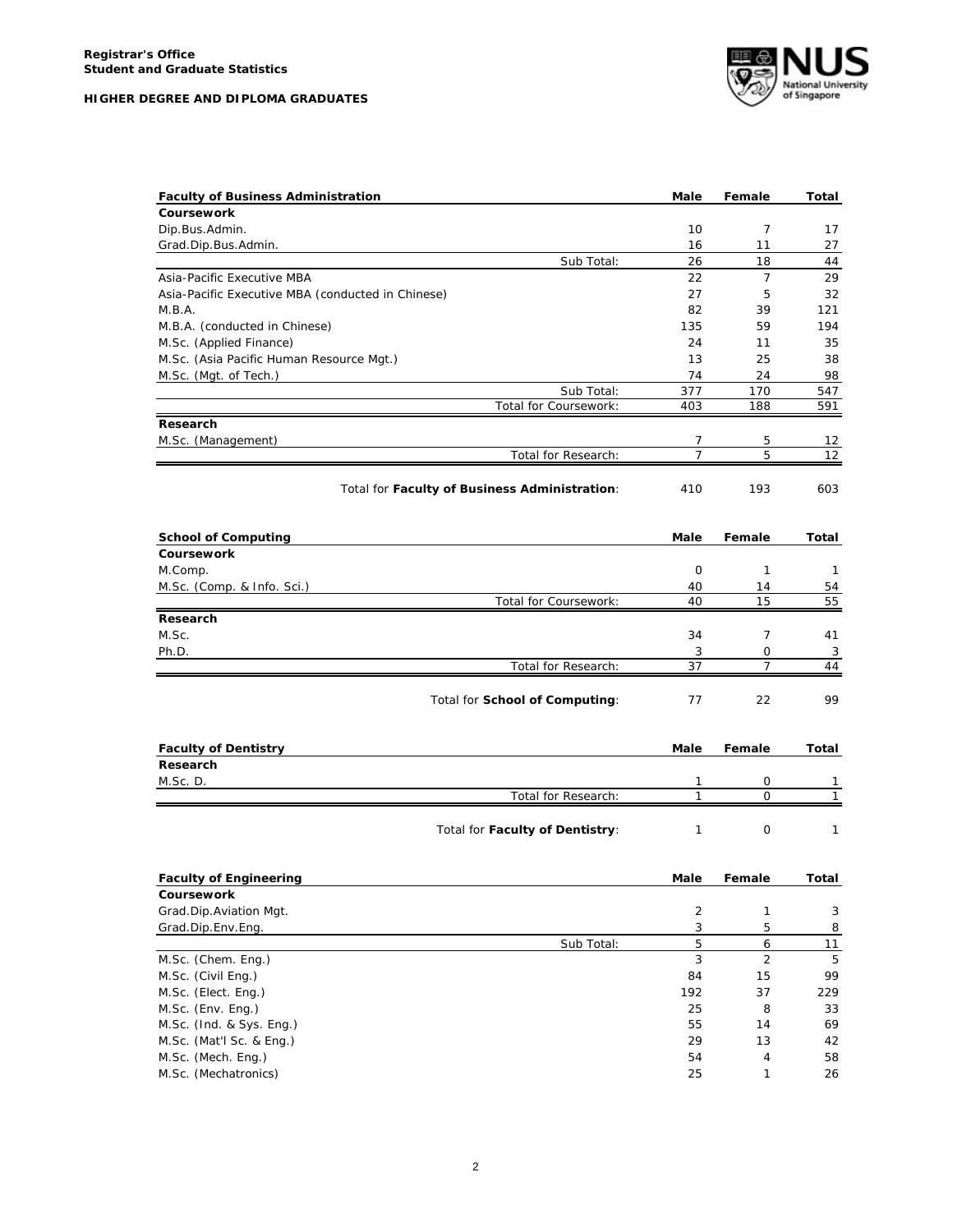**Registrar's Office**
**Student and Graduate Statistics**

**HIGHER DEGREE AND DIPLOMA GRADUATES**

| Faculty of Business Administration | Male | Female | Total |
|---|---|---|---|
| **Coursework** | | | |
| Dip.Bus.Admin. | 10 | 7 | 17 |
| Grad.Dip.Bus.Admin. | 16 | 11 | 27 |
| Sub Total: | 26 | 18 | 44 |
| Asia-Pacific Executive MBA | 22 | 7 | 29 |
| Asia-Pacific Executive MBA (conducted in Chinese) | 27 | 5 | 32 |
| M.B.A. | 82 | 39 | 121 |
| M.B.A. (conducted in Chinese) | 135 | 59 | 194 |
| M.Sc. (Applied Finance) | 24 | 11 | 35 |
| M.Sc. (Asia Pacific Human Resource Mgt.) | 13 | 25 | 38 |
| M.Sc. (Mgt. of Tech.) | 74 | 24 | 98 |
| Sub Total: | 377 | 170 | 547 |
| Total for Coursework: | 403 | 188 | 591 |
| **Research** | | | |
| M.Sc. (Management) | 7 | 5 | 12 |
| Total for Research: | 7 | 5 | 12 |
| Total for **Faculty of Business Administration**: | 410 | 193 | 603 |

| School of Computing | Male | Female | Total |
|---|---|---|---|
| **Coursework** | | | |
| M.Comp. | 0 | 1 | 1 |
| M.Sc. (Comp. & Info. Sci.) | 40 | 14 | 54 |
| Total for Coursework: | 40 | 15 | 55 |
| **Research** | | | |
| M.Sc. | 34 | 7 | 41 |
| Ph.D. | 3 | 0 | 3 |
| Total for Research: | 37 | 7 | 44 |
| Total for **School of Computing**: | 77 | 22 | 99 |

| Faculty of Dentistry | Male | Female | Total |
|---|---|---|---|
| **Research** | | | |
| M.Sc. D. | 1 | 0 | 1 |
| Total for Research: | 1 | 0 | 1 |
| Total for **Faculty of Dentistry**: | 1 | 0 | 1 |

| Faculty of Engineering | Male | Female | Total |
|---|---|---|---|
| **Coursework** | | | |
| Grad.Dip.Aviation Mgt. | 2 | 1 | 3 |
| Grad.Dip.Env.Eng. | 3 | 5 | 8 |
| Sub Total: | 5 | 6 | 11 |
| M.Sc. (Chem. Eng.) | 3 | 2 | 5 |
| M.Sc. (Civil Eng.) | 84 | 15 | 99 |
| M.Sc. (Elect. Eng.) | 192 | 37 | 229 |
| M.Sc. (Env. Eng.) | 25 | 8 | 33 |
| M.Sc. (Ind. & Sys. Eng.) | 55 | 14 | 69 |
| M.Sc. (Mat'l Sc. & Eng.) | 29 | 13 | 42 |
| M.Sc. (Mech. Eng.) | 54 | 4 | 58 |
| M.Sc. (Mechatronics) | 25 | 1 | 26 |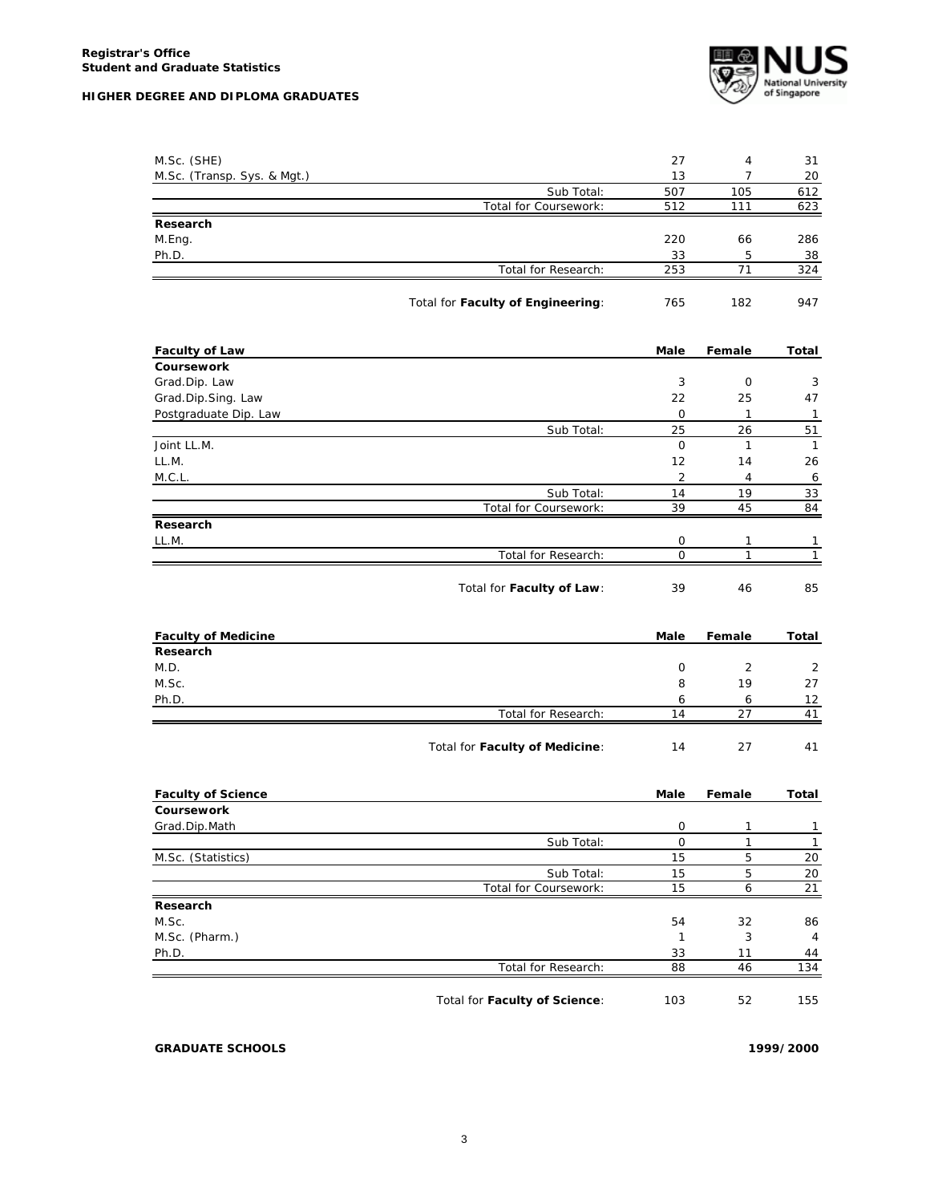| | | Male | Female | Total |
|---|---|---|---|---|
| M.Sc. (SHE) | | 27 | 4 | 31 |
| M.Sc. (Transp. Sys. & Mgt.) | | 13 | 7 | 20 |
| | Sub Total: | 507 | 105 | 612 |
| | Total for Coursework: | 512 | 111 | 623 |
| **Research** | | | | |
| M.Eng. | | 220 | 66 | 286 |
| Ph.D. | | 33 | 5 | 38 |
| | Total for Research: | 253 | 71 | 324 |
| | Total for **Faculty of Engineering**: | 765 | 182 | 947 |

| **Faculty of Law** | | **Male** | **Female** | **Total** |
|---|---|---|---|---|
| **Coursework** | | | | |
| Grad.Dip. Law | | 3 | 0 | 3 |
| Grad.Dip.Sing. Law | | 22 | 25 | 47 |
| Postgraduate Dip. Law | | 0 | 1 | 1 |
| | Sub Total: | 25 | 26 | 51 |
| Joint LL.M. | | 0 | 1 | 1 |
| LL.M. | | 12 | 14 | 26 |
| M.C.L. | | 2 | 4 | 6 |
| | Sub Total: | 14 | 19 | 33 |
| | Total for Coursework: | 39 | 45 | 84 |
| **Research** | | | | |
| LL.M. | | 0 | 1 | 1 |
| | Total for Research: | 0 | 1 | 1 |
| | Total for **Faculty of Law**: | 39 | 46 | 85 |

| **Faculty of Medicine** | | **Male** | **Female** | **Total** |
|---|---|---|---|---|
| **Research** | | | | |
| M.D. | | 0 | 2 | 2 |
| M.Sc. | | 8 | 19 | 27 |
| Ph.D. | | 6 | 6 | 12 |
| | Total for Research: | 14 | 27 | 41 |
| | Total for **Faculty of Medicine**: | 14 | 27 | 41 |

| **Faculty of Science** | | **Male** | **Female** | **Total** |
|---|---|---|---|---|
| **Coursework** | | | | |
| Grad.Dip.Math | | 0 | 1 | 1 |
| | Sub Total: | 0 | 1 | 1 |
| M.Sc. (Statistics) | | 15 | 5 | 20 |
| | Sub Total: | 15 | 5 | 20 |
| | Total for Coursework: | 15 | 6 | 21 |
| **Research** | | | | |
| M.Sc. | | 54 | 32 | 86 |
| M.Sc. (Pharm.) | | 1 | 3 | 4 |
| Ph.D. | | 33 | 11 | 44 |
| | Total for Research: | 88 | 46 | 134 |
| | Total for **Faculty of Science**: | 103 | 52 | 155 |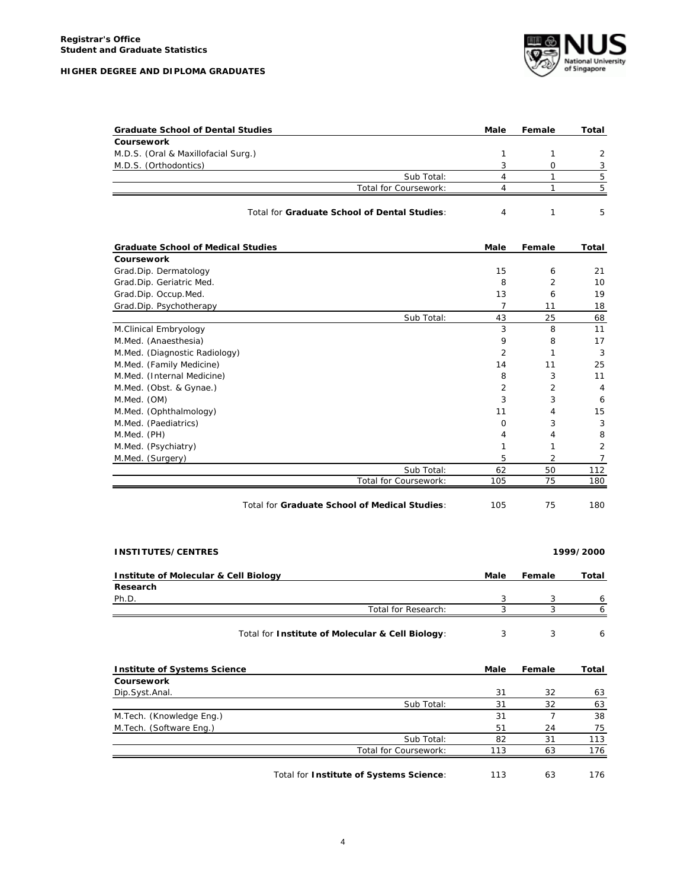**Registrar's Office**
**Student and Graduate Statistics**

**HIGHER DEGREE AND DIPLOMA GRADUATES**

| **Graduate School of Dental Studies** | **Male** | **Female** | **Total** |
|---|---|---|---|
| **Coursework** | | | |
| M.D.S. (Oral & Maxillofacial Surg.) | 1 | 1 | 2 |
| M.D.S. (Orthodontics) | 3 | 0 | 3 |
| Sub Total: | 4 | 1 | 5 |
| Total for Coursework: | 4 | 1 | 5 |
| Total for **Graduate School of Dental Studies**: | 4 | 1 | 5 |

| **Graduate School of Medical Studies** | **Male** | **Female** | **Total** |
|---|---|---|---|
| **Coursework** | | | |
| Grad.Dip. Dermatology | 15 | 6 | 21 |
| Grad.Dip. Geriatric Med. | 8 | 2 | 10 |
| Grad.Dip. Occup.Med. | 13 | 6 | 19 |
| Grad.Dip. Psychotherapy | 7 | 11 | 18 |
| Sub Total: | 43 | 25 | 68 |
| M.Clinical Embryology | 3 | 8 | 11 |
| M.Med. (Anaesthesia) | 9 | 8 | 17 |
| M.Med. (Diagnostic Radiology) | 2 | 1 | 3 |
| M.Med. (Family Medicine) | 14 | 11 | 25 |
| M.Med. (Internal Medicine) | 8 | 3 | 11 |
| M.Med. (Obst. & Gynae.) | 2 | 2 | 4 |
| M.Med. (OM) | 3 | 3 | 6 |
| M.Med. (Ophthalmology) | 11 | 4 | 15 |
| M.Med. (Paediatrics) | 0 | 3 | 3 |
| M.Med. (PH) | 4 | 4 | 8 |
| M.Med. (Psychiatry) | 1 | 1 | 2 |
| M.Med. (Surgery) | 5 | 2 | 7 |
| Sub Total: | 62 | 50 | 112 |
| Total for Coursework: | 105 | 75 | 180 |
| Total for **Graduate School of Medical Studies**: | 105 | 75 | 180 |

**INSTITUTES/CENTRES** **1999/2000**

| **Institute of Molecular & Cell Biology** | **Male** | **Female** | **Total** |
|---|---|---|---|
| **Research** | | | |
| Ph.D. | 3 | 3 | 6 |
| Total for Research: | 3 | 3 | 6 |
| Total for **Institute of Molecular & Cell Biology**: | 3 | 3 | 6 |

| **Institute of Systems Science** | **Male** | **Female** | **Total** |
|---|---|---|---|
| **Coursework** | | | |
| Dip.Syst.Anal. | 31 | 32 | 63 |
| Sub Total: | 31 | 32 | 63 |
| M.Tech. (Knowledge Eng.) | 31 | 7 | 38 |
| M.Tech. (Software Eng.) | 51 | 24 | 75 |
| Sub Total: | 82 | 31 | 113 |
| Total for Coursework: | 113 | 63 | 176 |
| Total for **Institute of Systems Science**: | 113 | 63 | 176 |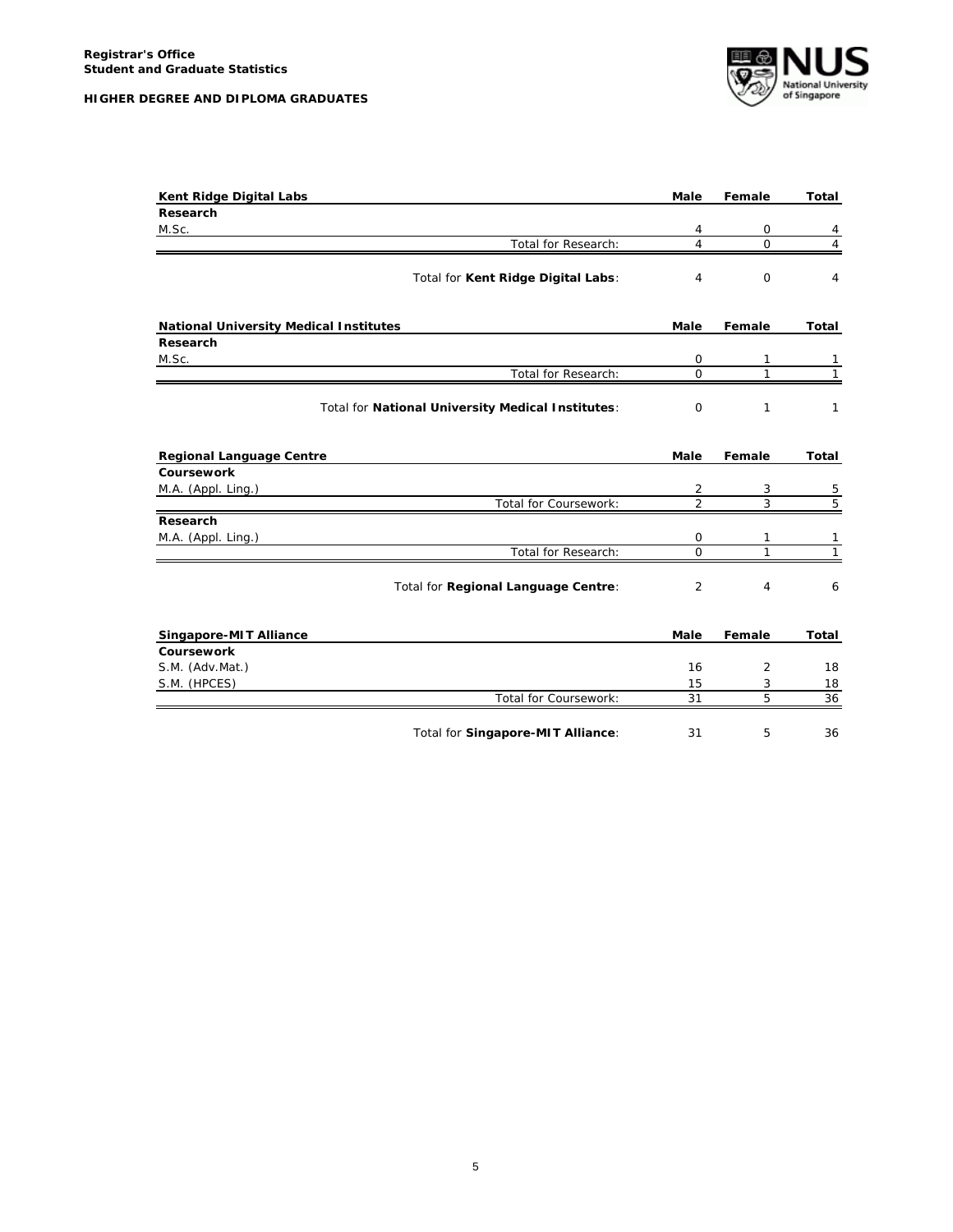**Registrar's Office**
**Student and Graduate Statistics**

**HIGHER DEGREE AND DIPLOMA GRADUATES**

| Kent Ridge Digital Labs | Male | Female | Total |
|---|---|---|---|
| **Research** | | | |
| M.Sc. | 4 | 0 | 4 |
| Total for Research: | 4 | 0 | 4 |
| Total for **Kent Ridge Digital Labs**: | 4 | 0 | 4 |

| National University Medical Institutes | Male | Female | Total |
|---|---|---|---|
| **Research** | | | |
| M.Sc. | 0 | 1 | 1 |
| Total for Research: | 0 | 1 | 1 |
| Total for **National University Medical Institutes**: | 0 | 1 | 1 |

| Regional Language Centre | Male | Female | Total |
|---|---|---|---|
| **Coursework** | | | |
| M.A. (Appl. Ling.) | 2 | 3 | 5 |
| Total for Coursework: | 2 | 3 | 5 |
| **Research** | | | |
| M.A. (Appl. Ling.) | 0 | 1 | 1 |
| Total for Research: | 0 | 1 | 1 |
| Total for **Regional Language Centre**: | 2 | 4 | 6 |

| Singapore-MIT Alliance | Male | Female | Total |
|---|---|---|---|
| **Coursework** | | | |
| S.M. (Adv.Mat.) | 16 | 2 | 18 |
| S.M. (HPCES) | 15 | 3 | 18 |
| Total for Coursework: | 31 | 5 | 36 |
| Total for **Singapore-MIT Alliance**: | 31 | 5 | 36 |